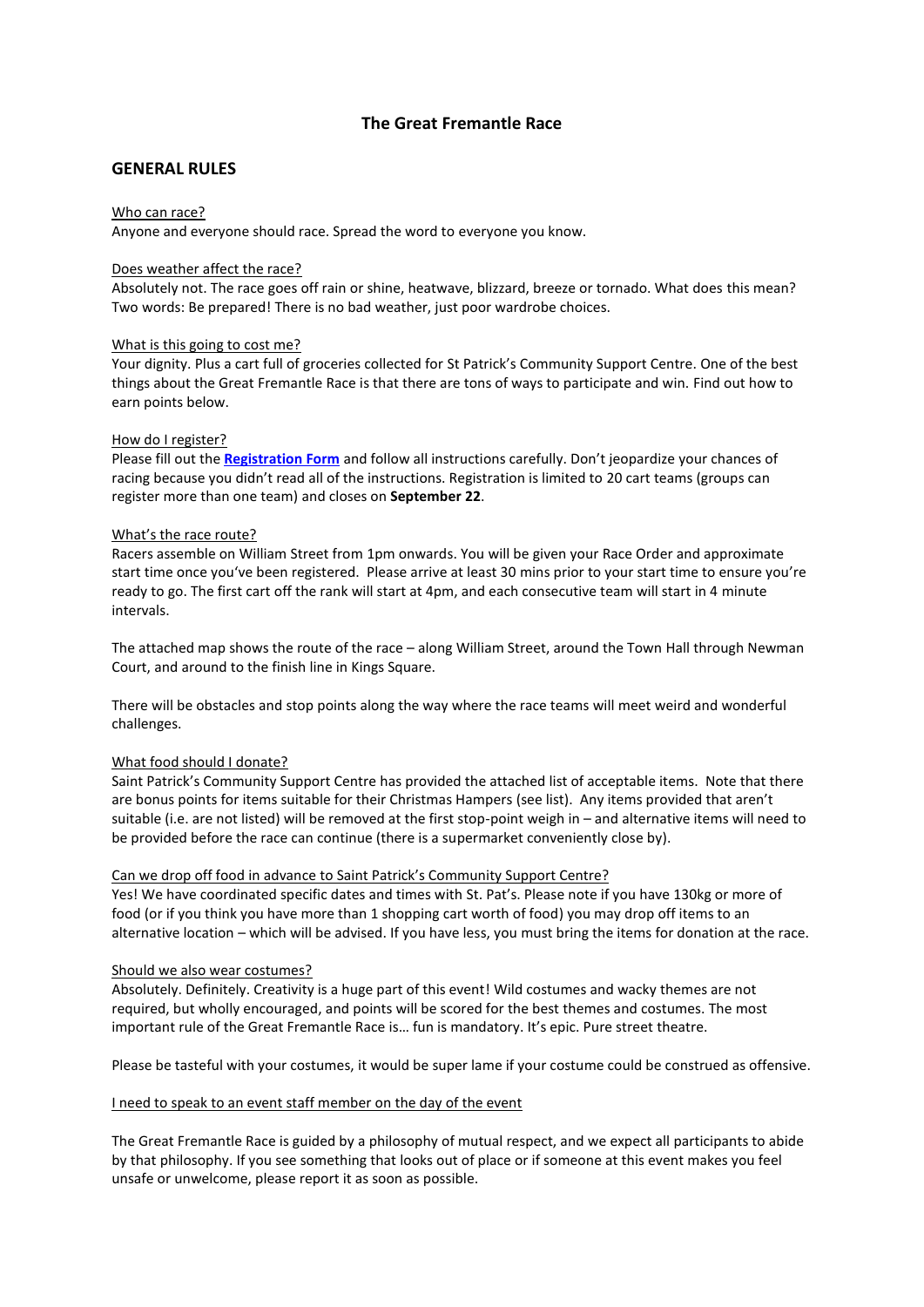# The Great Fremantle Race

## GENERAL RULES

Who can race?

Anyone and everyone should race. Spread the word to everyone you know.

Does weather affect the race?

Absolutely not. The race goes off rain or shine, heatwave, blizzard, breeze or tornado. What does this mean? Two words: Be prepared! There is no bad weather, just poor wardrobe choices.

What is this going to cost me?

Your dignity. Plus a cart full of groceries collected for St Patrick's Community Support Centre. One of the best things about the Great Fremantle Race is that there are tons of ways to participate and win. Find out how to earn points below.

How do I register?

Please fill out the **Registration Form** and follow all instructions carefully. Don't jeopardize your chances of racing because you didn't read all of the instructions. Registration is limited to 20 cart teams (groups can register more than one team) and closes on **September 22**.

What's the race route?

Racers assemble on William Street from 1pm onwards. You will be given your Race Order and approximate start time once you've been registered. Please arrive at least 30 mins prior to your start time to ensure you're ready to go. The first cart off the rank will start at 4pm, and each consecutive team will start in 4 minute intervals.

The attached map shows the route of the race – along William Street, around the Town Hall through Newman Court, and around to the finish line in Kings Square.

There will be obstacles and stop points along the way where the race teams will meet weird and wonderful challenges.

What food should I donate?

Saint Patrick's Community Support Centre has provided the attached list of acceptable items. Note that there are bonus points for items suitable for their Christmas Hampers (see list). Any items provided that aren't suitable (i.e. are not listed) will be removed at the first stop-point weigh in – and alternative items will need to be provided before the race can continue (there is a supermarket conveniently close by).

Can we drop off food in advance to Saint Patrick's Community Support Centre?

Yes! We have coordinated specific dates and times with St. Pat's. Please note if you have 130kg or more of food (or if you think you have more than 1 shopping cart worth of food) you may drop off items to an alternative location – which will be advised. If you have less, you must bring the items for donation at the race.

Should we also wear costumes?

Absolutely. Definitely. Creativity is a huge part of this event! Wild costumes and wacky themes are not required, but wholly encouraged, and points will be scored for the best themes and costumes. The most important rule of the Great Fremantle Race is… fun is mandatory. It's epic. Pure street theatre.

Please be tasteful with your costumes, it would be super lame if your costume could be construed as offensive.

I need to speak to an event staff member on the day of the event

The Great Fremantle Race is guided by a philosophy of mutual respect, and we expect all participants to abide by that philosophy. If you see something that looks out of place or if someone at this event makes you feel unsafe or unwelcome, please report it as soon as possible.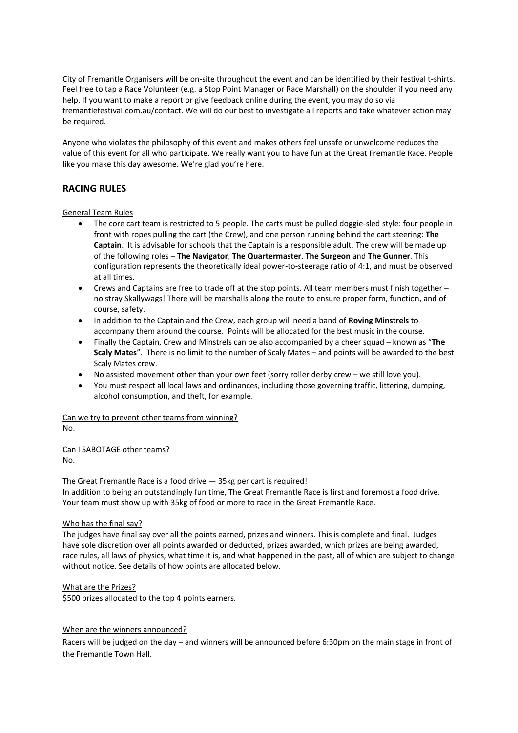City of Fremantle Organisers will be on-site throughout the event and can be identified by their festival t-shirts. Feel free to tap a Race Volunteer (e.g. a Stop Point Manager or Race Marshall) on the shoulder if you need any help. If you want to make a report or give feedback online during the event, you may do so via fremantlefestival.com.au/contact. We will do our best to investigate all reports and take whatever action may be required.

Anyone who violates the philosophy of this event and makes others feel unsafe or unwelcome reduces the value of this event for all who participate. We really want you to have fun at the Great Fremantle Race. People like you make this day awesome. We're glad you're here.

## RACING RULES

General Team Rules

- The core cart team is restricted to 5 people. The carts must be pulled doggie-sled style: four people in front with ropes pulling the cart (the Crew), and one person running behind the cart steering: **The Captain**. It is advisable for schools that the Captain is a responsible adult. The crew will be made up of the following roles – **The Navigator**, **The Quartermaster**, **The Surgeon** and **The Gunner**. This configuration represents the theoretically ideal power-to-steerage ratio of 4:1, and must be observed at all times.
- Crews and Captains are free to trade off at the stop points. All team members must finish together – no stray Skallywags! There will be marshalls along the route to ensure proper form, function, and of course, safety.
- In addition to the Captain and the Crew, each group will need a band of **Roving Minstrels** to accompany them around the course. Points will be allocated for the best music in the course.
- Finally the Captain, Crew and Minstrels can be also accompanied by a cheer squad – known as "**The Scaly Mates**". There is no limit to the number of Scaly Mates – and points will be awarded to the best Scaly Mates crew.
- No assisted movement other than your own feet (sorry roller derby crew – we still love you).
- You must respect all local laws and ordinances, including those governing traffic, littering, dumping, alcohol consumption, and theft, for example.

Can we try to prevent other teams from winning?
No.

Can I SABOTAGE other teams?
No.

The Great Fremantle Race is a food drive — 35kg per cart is required!
In addition to being an outstandingly fun time, The Great Fremantle Race is first and foremost a food drive. Your team must show up with 35kg of food or more to race in the Great Fremantle Race.

Who has the final say?
The judges have final say over all the points earned, prizes and winners. This is complete and final. Judges have sole discretion over all points awarded or deducted, prizes awarded, which prizes are being awarded, race rules, all laws of physics, what time it is, and what happened in the past, all of which are subject to change without notice. See details of how points are allocated below.

What are the Prizes?
$500 prizes allocated to the top 4 points earners.

When are the winners announced?
Racers will be judged on the day – and winners will be announced before 6:30pm on the main stage in front of the Fremantle Town Hall.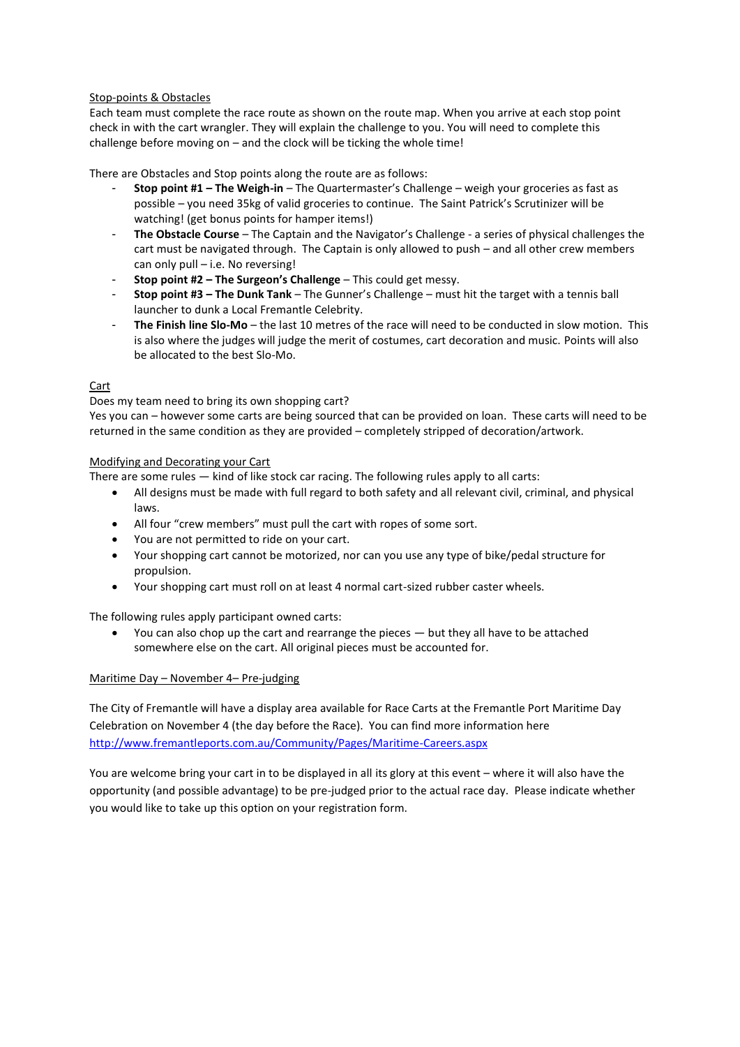## Stop-points & Obstacles

Each team must complete the race route as shown on the route map. When you arrive at each stop point check in with the cart wrangler. They will explain the challenge to you. You will need to complete this challenge before moving on – and the clock will be ticking the whole time!

There are Obstacles and Stop points along the route are as follows:

- **Stop point #1 – The Weigh-in** – The Quartermaster's Challenge – weigh your groceries as fast as possible – you need 35kg of valid groceries to continue. The Saint Patrick's Scrutinizer will be watching! (get bonus points for hamper items!)
- **The Obstacle Course** – The Captain and the Navigator's Challenge - a series of physical challenges the cart must be navigated through. The Captain is only allowed to push – and all other crew members can only pull – i.e. No reversing!
- **Stop point #2 – The Surgeon's Challenge** – This could get messy.
- **Stop point #3 – The Dunk Tank** – The Gunner's Challenge – must hit the target with a tennis ball launcher to dunk a Local Fremantle Celebrity.
- **The Finish line Slo-Mo** – the last 10 metres of the race will need to be conducted in slow motion. This is also where the judges will judge the merit of costumes, cart decoration and music. Points will also be allocated to the best Slo-Mo.

## Cart

Does my team need to bring its own shopping cart?

Yes you can – however some carts are being sourced that can be provided on loan. These carts will need to be returned in the same condition as they are provided – completely stripped of decoration/artwork.

## Modifying and Decorating your Cart

There are some rules — kind of like stock car racing. The following rules apply to all carts:

- All designs must be made with full regard to both safety and all relevant civil, criminal, and physical laws.
- All four "crew members" must pull the cart with ropes of some sort.
- You are not permitted to ride on your cart.
- Your shopping cart cannot be motorized, nor can you use any type of bike/pedal structure for propulsion.
- Your shopping cart must roll on at least 4 normal cart-sized rubber caster wheels.

The following rules apply participant owned carts:

- You can also chop up the cart and rearrange the pieces — but they all have to be attached somewhere else on the cart. All original pieces must be accounted for.

## Maritime Day – November 4– Pre-judging

The City of Fremantle will have a display area available for Race Carts at the Fremantle Port Maritime Day Celebration on November 4 (the day before the Race). You can find more information here http://www.fremantleports.com.au/Community/Pages/Maritime-Careers.aspx

You are welcome bring your cart in to be displayed in all its glory at this event – where it will also have the opportunity (and possible advantage) to be pre-judged prior to the actual race day. Please indicate whether you would like to take up this option on your registration form.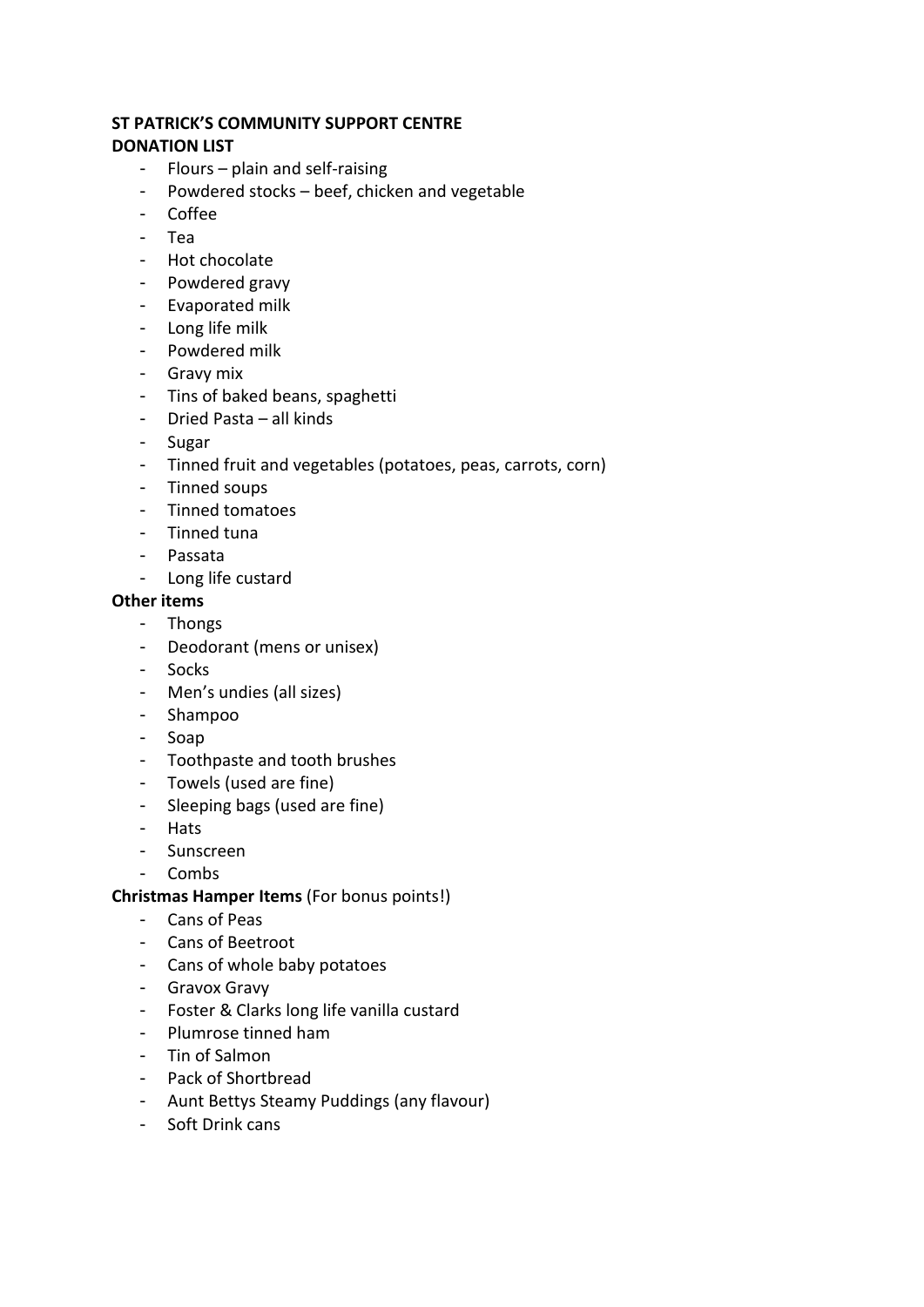**ST PATRICK'S COMMUNITY SUPPORT CENTRE**
**DONATION LIST**

- Flours – plain and self-raising
- Powdered stocks – beef, chicken and vegetable
- Coffee
- Tea
- Hot chocolate
- Powdered gravy
- Evaporated milk
- Long life milk
- Powdered milk
- Gravy mix
- Tins of baked beans, spaghetti
- Dried Pasta – all kinds
- Sugar
- Tinned fruit and vegetables (potatoes, peas, carrots, corn)
- Tinned soups
- Tinned tomatoes
- Tinned tuna
- Passata
- Long life custard

**Other items**

- Thongs
- Deodorant (mens or unisex)
- Socks
- Men's undies (all sizes)
- Shampoo
- Soap
- Toothpaste and tooth brushes
- Towels (used are fine)
- Sleeping bags (used are fine)
- Hats
- Sunscreen
- Combs

**Christmas Hamper Items** (For bonus points!)

- Cans of Peas
- Cans of Beetroot
- Cans of whole baby potatoes
- Gravox Gravy
- Foster & Clarks long life vanilla custard
- Plumrose tinned ham
- Tin of Salmon
- Pack of Shortbread
- Aunt Bettys Steamy Puddings (any flavour)
- Soft Drink cans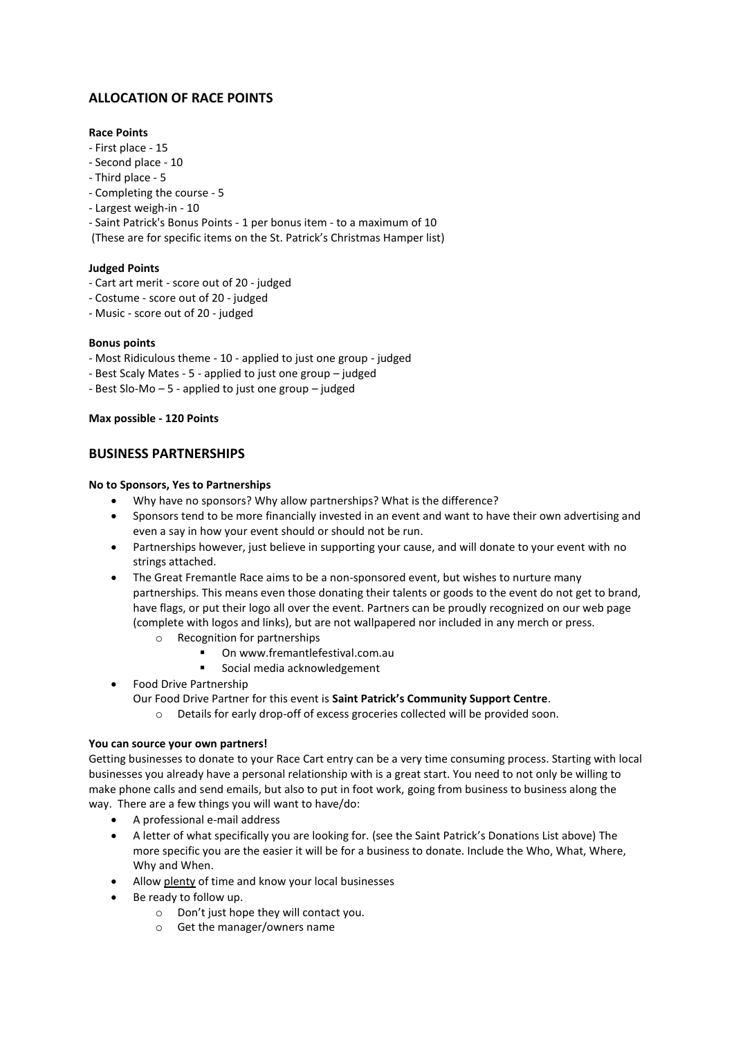## ALLOCATION OF RACE POINTS

**Race Points**

- First place - 15
- Second place - 10
- Third place - 5
- Completing the course - 5
- Largest weigh-in - 10
- Saint Patrick's Bonus Points - 1 per bonus item - to a maximum of 10

(These are for specific items on the St. Patrick's Christmas Hamper list)

**Judged Points**

- Cart art merit - score out of 20 - judged
- Costume - score out of 20 - judged
- Music - score out of 20 - judged

**Bonus points**

- Most Ridiculous theme - 10 - applied to just one group - judged
- Best Scaly Mates - 5 - applied to just one group – judged
- Best Slo-Mo – 5 - applied to just one group – judged

**Max possible - 120 Points**

## BUSINESS PARTNERSHIPS

**No to Sponsors, Yes to Partnerships**

- Why have no sponsors? Why allow partnerships? What is the difference?
- Sponsors tend to be more financially invested in an event and want to have their own advertising and even a say in how your event should or should not be run.
- Partnerships however, just believe in supporting your cause, and will donate to your event with no strings attached.
- The Great Fremantle Race aims to be a non-sponsored event, but wishes to nurture many partnerships. This means even those donating their talents or goods to the event do not get to brand, have flags, or put their logo all over the event. Partners can be proudly recognized on our web page (complete with logos and links), but are not wallpapered nor included in any merch or press.
    - Recognition for partnerships
        - On www.fremantlefestival.com.au
        - Social media acknowledgement
- Food Drive Partnership
  Our Food Drive Partner for this event is **Saint Patrick's Community Support Centre**.
    - Details for early drop-off of excess groceries collected will be provided soon.

**You can source your own partners!**

Getting businesses to donate to your Race Cart entry can be a very time consuming process. Starting with local businesses you already have a personal relationship with is a great start. You need to not only be willing to make phone calls and send emails, but also to put in foot work, going from business to business along the way. There are a few things you will want to have/do:

- A professional e-mail address
- A letter of what specifically you are looking for. (see the Saint Patrick's Donations List above) The more specific you are the easier it will be for a business to donate. Include the Who, What, Where, Why and When.
- Allow plenty of time and know your local businesses
- Be ready to follow up.
    - Don't just hope they will contact you.
    - Get the manager/owners name